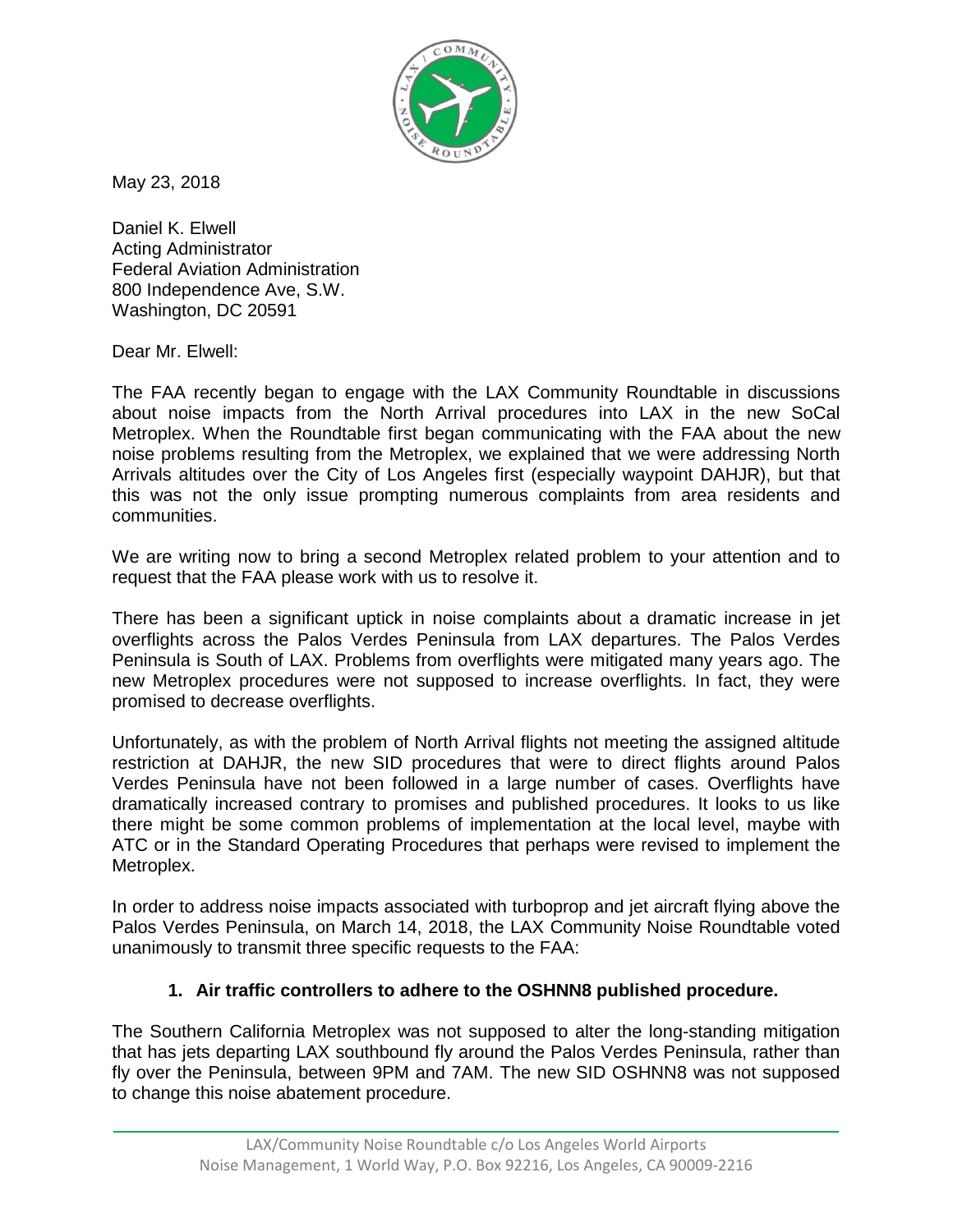May 23, 2018

Daniel K. Elwell
Acting Administrator
Federal Aviation Administration
800 Independence Ave, S.W.
Washington, DC 20591

Dear Mr. Elwell:

The FAA recently began to engage with the LAX Community Roundtable in discussions about noise impacts from the North Arrival procedures into LAX in the new SoCal Metroplex. When the Roundtable first began communicating with the FAA about the new noise problems resulting from the Metroplex, we explained that we were addressing North Arrivals altitudes over the City of Los Angeles first (especially waypoint DAHJR), but that this was not the only issue prompting numerous complaints from area residents and communities.

We are writing now to bring a second Metroplex related problem to your attention and to request that the FAA please work with us to resolve it.

There has been a significant uptick in noise complaints about a dramatic increase in jet overflights across the Palos Verdes Peninsula from LAX departures. The Palos Verdes Peninsula is South of LAX. Problems from overflights were mitigated many years ago. The new Metroplex procedures were not supposed to increase overflights. In fact, they were promised to decrease overflights.

Unfortunately, as with the problem of North Arrival flights not meeting the assigned altitude restriction at DAHJR, the new SID procedures that were to direct flights around Palos Verdes Peninsula have not been followed in a large number of cases. Overflights have dramatically increased contrary to promises and published procedures. It looks to us like there might be some common problems of implementation at the local level, maybe with ATC or in the Standard Operating Procedures that perhaps were revised to implement the Metroplex.

In order to address noise impacts associated with turboprop and jet aircraft flying above the Palos Verdes Peninsula, on March 14, 2018, the LAX Community Noise Roundtable voted unanimously to transmit three specific requests to the FAA:

1. **Air traffic controllers to adhere to the OSHNN8 published procedure.**

The Southern California Metroplex was not supposed to alter the long-standing mitigation that has jets departing LAX southbound fly around the Palos Verdes Peninsula, rather than fly over the Peninsula, between 9PM and 7AM. The new SID OSHNN8 was not supposed to change this noise abatement procedure.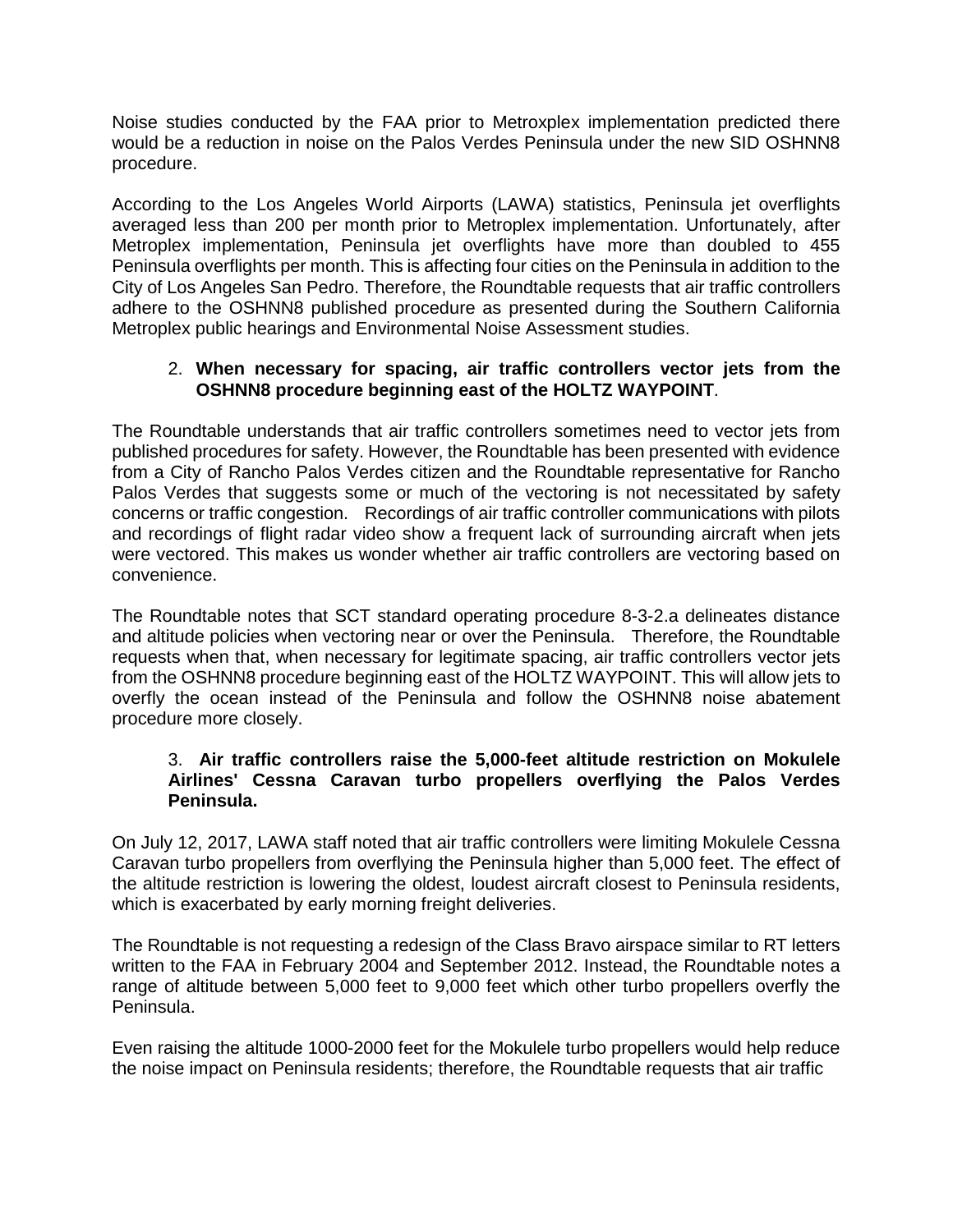Noise studies conducted by the FAA prior to Metroxplex implementation predicted there would be a reduction in noise on the Palos Verdes Peninsula under the new SID OSHNN8 procedure.

According to the Los Angeles World Airports (LAWA) statistics, Peninsula jet overflights averaged less than 200 per month prior to Metroplex implementation. Unfortunately, after Metroplex implementation, Peninsula jet overflights have more than doubled to 455 Peninsula overflights per month. This is affecting four cities on the Peninsula in addition to the City of Los Angeles San Pedro. Therefore, the Roundtable requests that air traffic controllers adhere to the OSHNN8 published procedure as presented during the Southern California Metroplex public hearings and Environmental Noise Assessment studies.

2. **When necessary for spacing, air traffic controllers vector jets from the OSHNN8 procedure beginning east of the HOLTZ WAYPOINT**.

The Roundtable understands that air traffic controllers sometimes need to vector jets from published procedures for safety. However, the Roundtable has been presented with evidence from a City of Rancho Palos Verdes citizen and the Roundtable representative for Rancho Palos Verdes that suggests some or much of the vectoring is not necessitated by safety concerns or traffic congestion. Recordings of air traffic controller communications with pilots and recordings of flight radar video show a frequent lack of surrounding aircraft when jets were vectored. This makes us wonder whether air traffic controllers are vectoring based on convenience.

The Roundtable notes that SCT standard operating procedure 8-3-2.a delineates distance and altitude policies when vectoring near or over the Peninsula. Therefore, the Roundtable requests when that, when necessary for legitimate spacing, air traffic controllers vector jets from the OSHNN8 procedure beginning east of the HOLTZ WAYPOINT. This will allow jets to overfly the ocean instead of the Peninsula and follow the OSHNN8 noise abatement procedure more closely.

3. **Air traffic controllers raise the 5,000-feet altitude restriction on Mokulele Airlines' Cessna Caravan turbo propellers overflying the Palos Verdes Peninsula.**

On July 12, 2017, LAWA staff noted that air traffic controllers were limiting Mokulele Cessna Caravan turbo propellers from overflying the Peninsula higher than 5,000 feet. The effect of the altitude restriction is lowering the oldest, loudest aircraft closest to Peninsula residents, which is exacerbated by early morning freight deliveries.

The Roundtable is not requesting a redesign of the Class Bravo airspace similar to RT letters written to the FAA in February 2004 and September 2012. Instead, the Roundtable notes a range of altitude between 5,000 feet to 9,000 feet which other turbo propellers overfly the Peninsula.

Even raising the altitude 1000-2000 feet for the Mokulele turbo propellers would help reduce the noise impact on Peninsula residents; therefore, the Roundtable requests that air traffic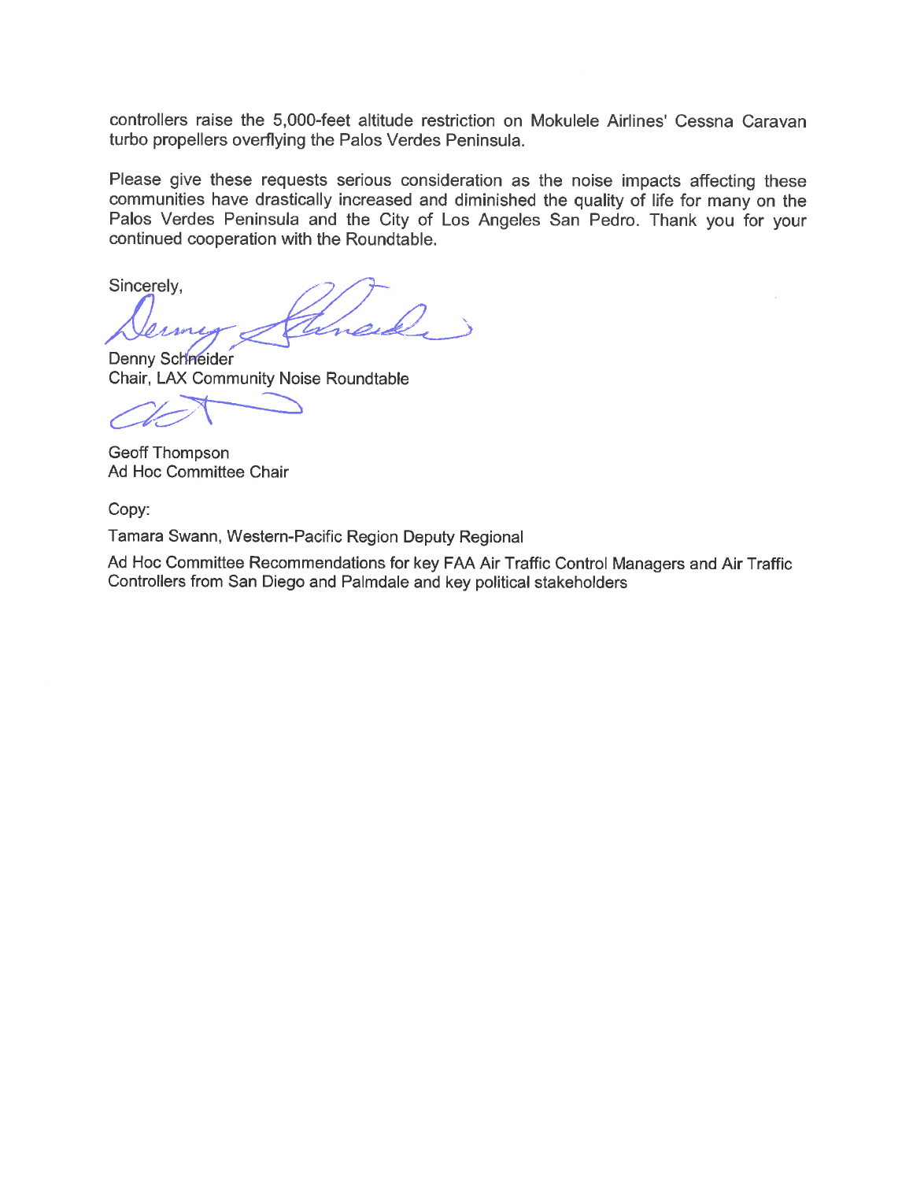controllers raise the 5,000-feet altitude restriction on Mokulele Airlines' Cessna Caravan turbo propellers overflying the Palos Verdes Peninsula.

Please give these requests serious consideration as the noise impacts affecting these communities have drastically increased and diminished the quality of life for many on the Palos Verdes Peninsula and the City of Los Angeles San Pedro. Thank you for your continued cooperation with the Roundtable.

Sincerely,

Denny Schneider
Chair, LAX Community Noise Roundtable

Geoff Thompson
Ad Hoc Committee Chair

Copy:

Tamara Swann, Western-Pacific Region Deputy Regional

Ad Hoc Committee Recommendations for key FAA Air Traffic Control Managers and Air Traffic Controllers from San Diego and Palmdale and key political stakeholders